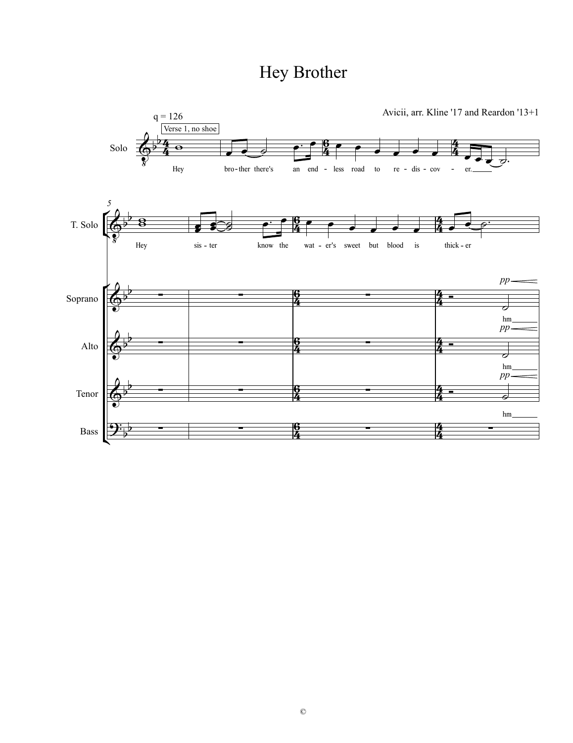# Hey Brother

Avicii, arr. Kline '17 and Reardon '13+1

q = 126

Verse 1, no shoe

Solo

Hey bro-ther there's an end - less road to re - dis - cov - er.

T. Solo

Hey sis - ter know the wat - er's sweet but blood is thick - er

Soprano

*pp* hm

Alto

*pp* hm

Tenor

*pp* hm

Bass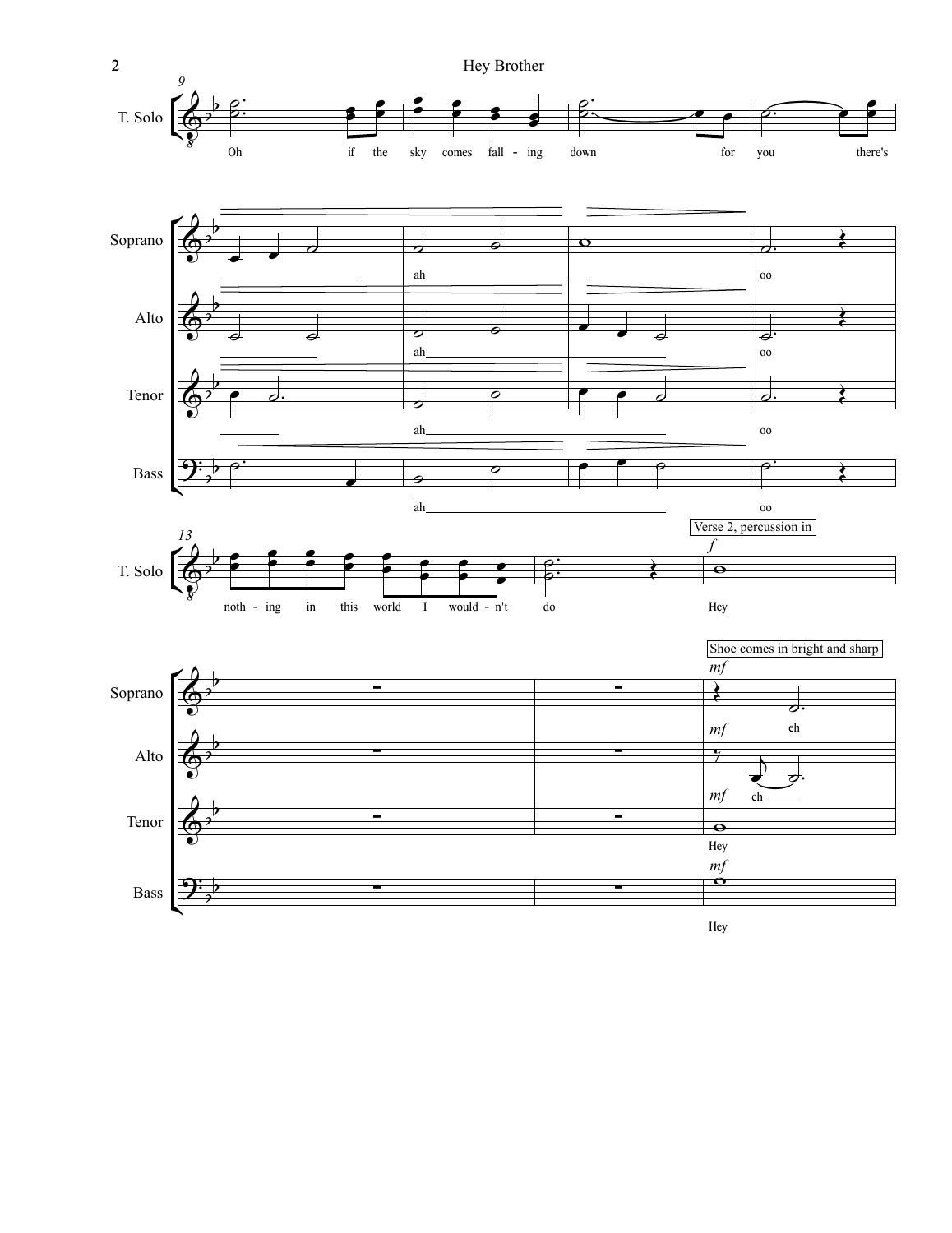T. Solo: Oh if the sky comes fall - ing down for you there's

Soprano: ah oo

Alto: ah oo

Tenor: ah oo

Bass: ah oo

T. Solo: noth - ing in this world I would - n't do

Verse 2, percussion in

*f*

T. Solo: Hey

Shoe comes in bright and sharp

*mf*

Soprano: eh

*mf*

Alto: eh

*mf*

Tenor: Hey

*mf*

Bass: Hey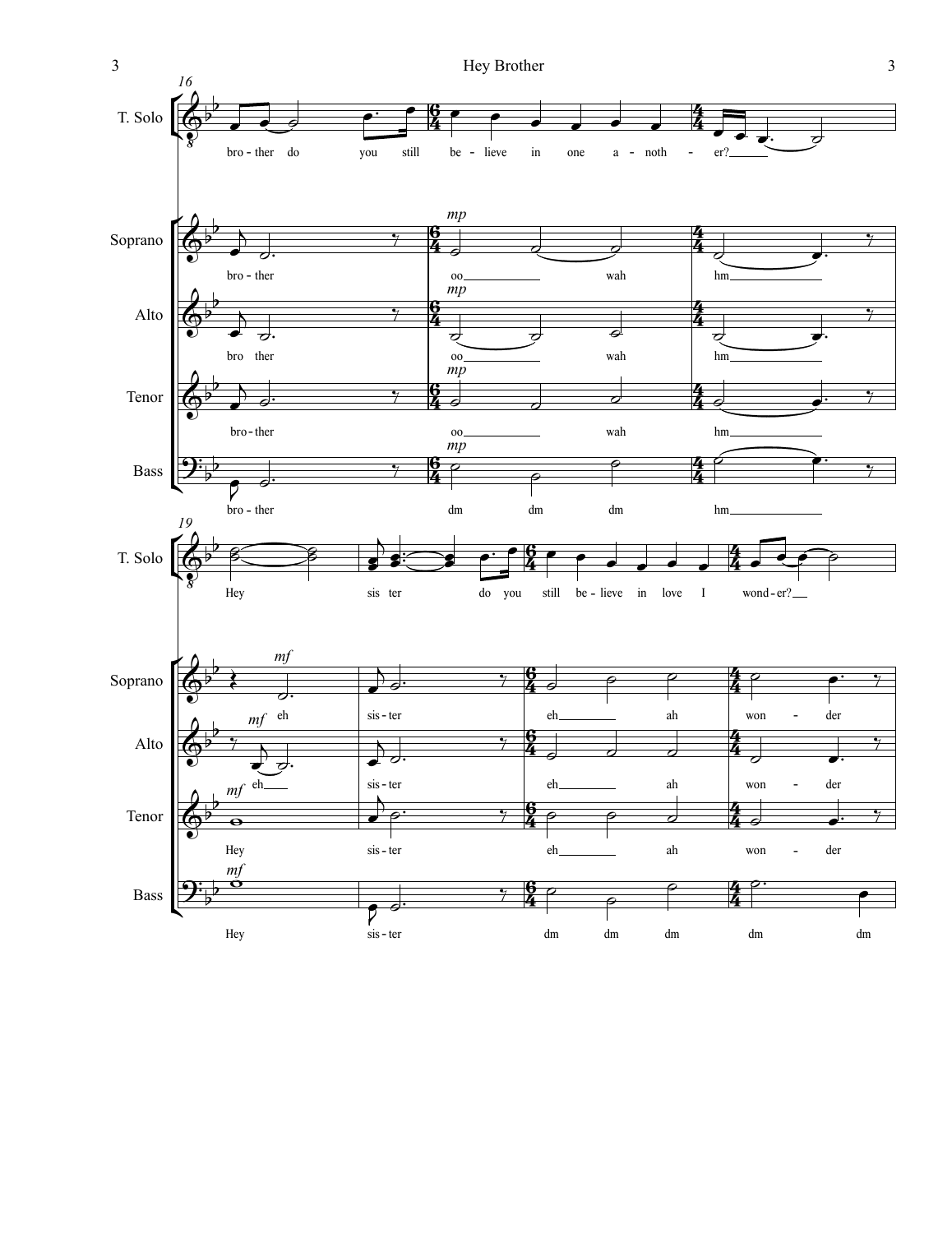T. Solo: bro - ther do you still be - lieve in one a - noth - er?

Soprano: bro - ther oo wah hm

Alto: bro ther oo wah hm

Tenor: bro - ther oo wah hm

Bass: bro - ther dm dm dm hm

T. Solo: Hey sis ter do you still be - lieve in love I wond - er?

Soprano: eh sis - ter eh ah won - der

Alto: eh sis - ter eh ah won - der

Tenor: Hey sis - ter eh ah won - der

Bass: Hey sis - ter dm dm dm dm dm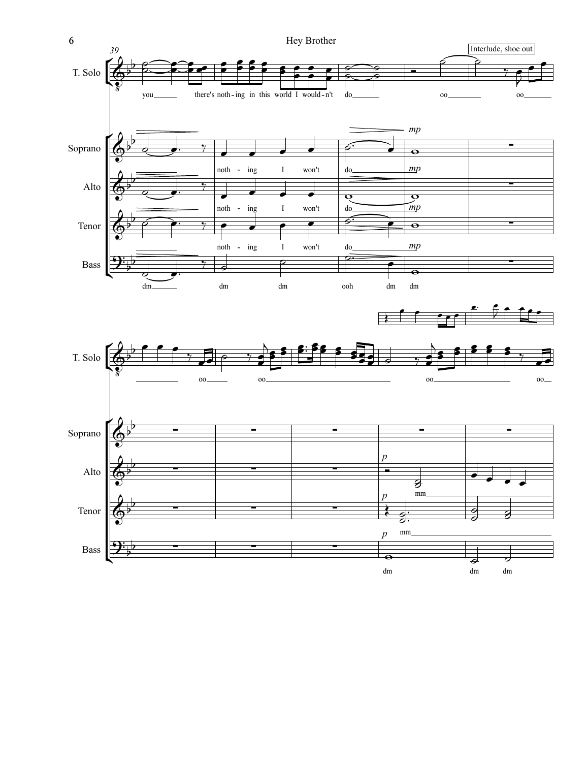Interlude, shoe out

T. Solo: you there's noth - ing in this world I would - n't do oo oo

oo oo oo oo

Soprano: *mp*

noth - ing I won't do

Alto: *mp*

noth - ing I won't do

Tenor: *mp*

noth - ing I won't do

Bass: *mp*

dm dm dm ooh dm dm

Alto: *p*

mm

Tenor: *p*

mm

Bass: *p*

dm dm dm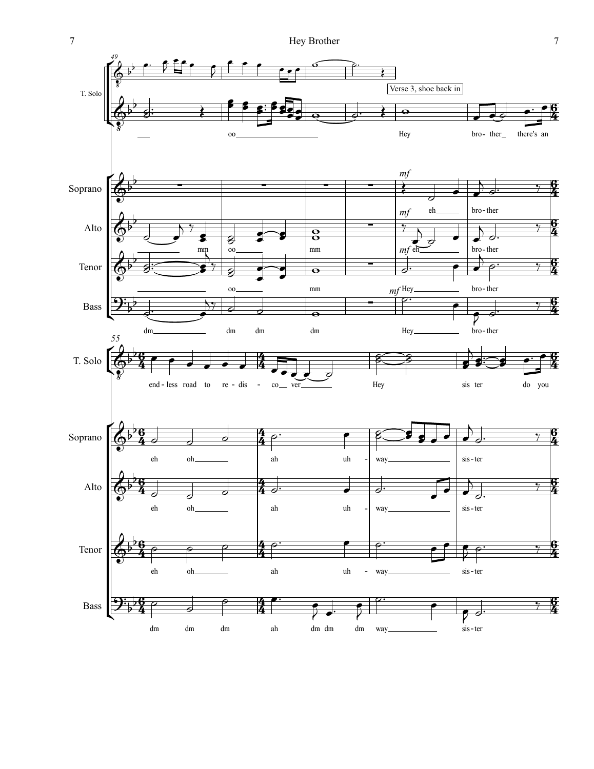Verse 3, shoe back in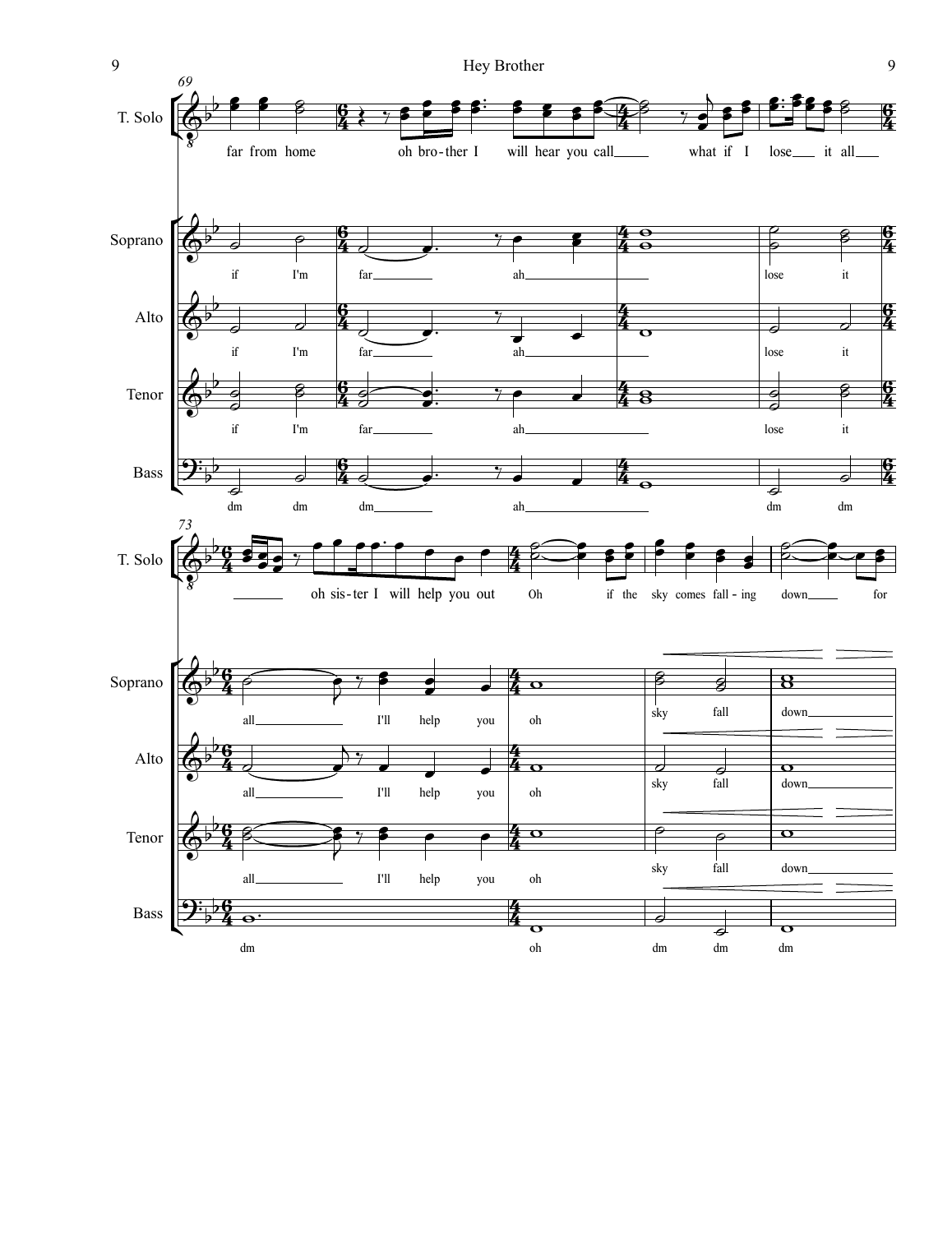69

T. Solo: far from home oh bro-ther I will hear you call what if I lose it all

Soprano: if I'm far ah lose it

Alto: if I'm far ah lose it

Tenor: if I'm far ah lose it

Bass: dm dm dm ah dm dm

73

T. Solo: oh sis-ter I will help you out Oh if the sky comes fall-ing down for

Soprano: all I'll help you oh sky fall down

Alto: all I'll help you oh sky fall down

Tenor: all I'll help you oh sky fall down

Bass: dm oh dm dm dm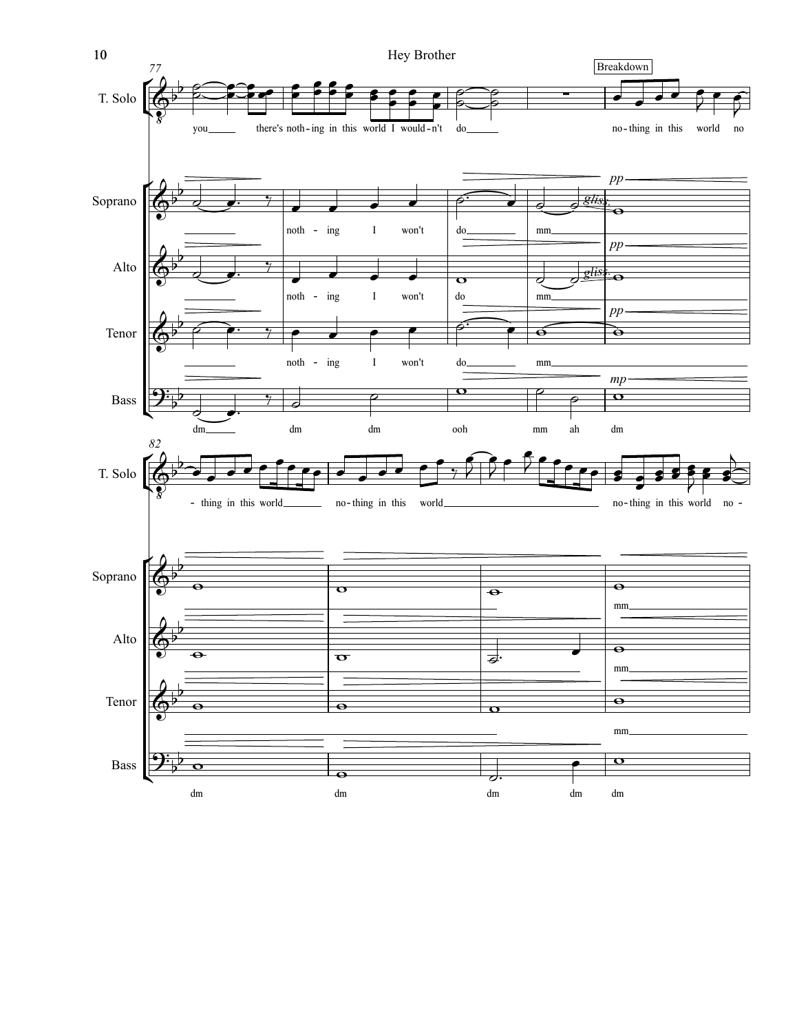Breakdown

T. Solo: you there's noth-ing in this world I would-n't do no-thing in this world no - thing in this world no-thing in this world no-thing in this world no -

Soprano: noth - ing I won't do mm mm

Alto: noth - ing I won't do mm mm

Tenor: noth - ing I won't do mm mm

Bass: dm dm dm ooh mm ah dm dm dm dm dm dm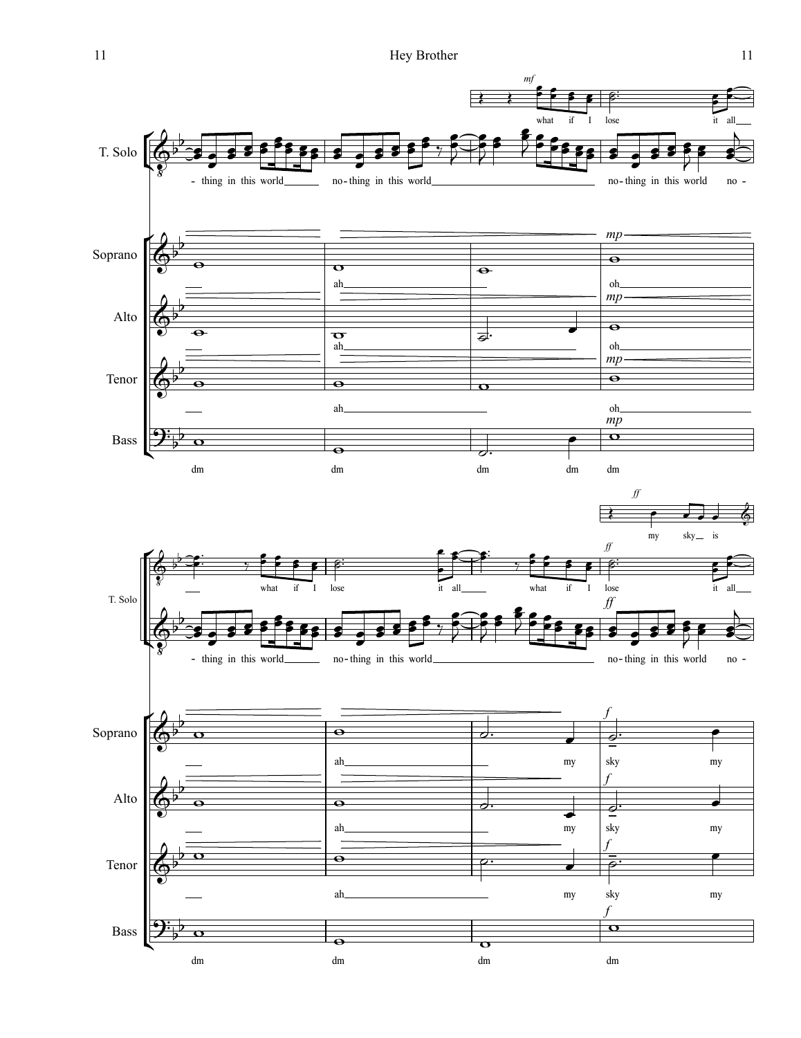T. Solo

*mf*

what if I lose it all

- thing in this world no-thing in this world no-thing in this world no -

Soprano

ah oh

*mp*

Alto

ah oh

*mp*

Tenor

ah oh

*mp*

Bass

*mp*

dm dm dm dm dm

*ff*

my sky is

T. Solo

what if I lose it all what if I lose it all

*ff*

- thing in this world no-thing in this world no-thing in this world no -

*ff*

Soprano

ah my sky my

*f*

Alto

ah my sky my

*f*

Tenor

ah my sky my

*f*

Bass

*f*

dm dm dm dm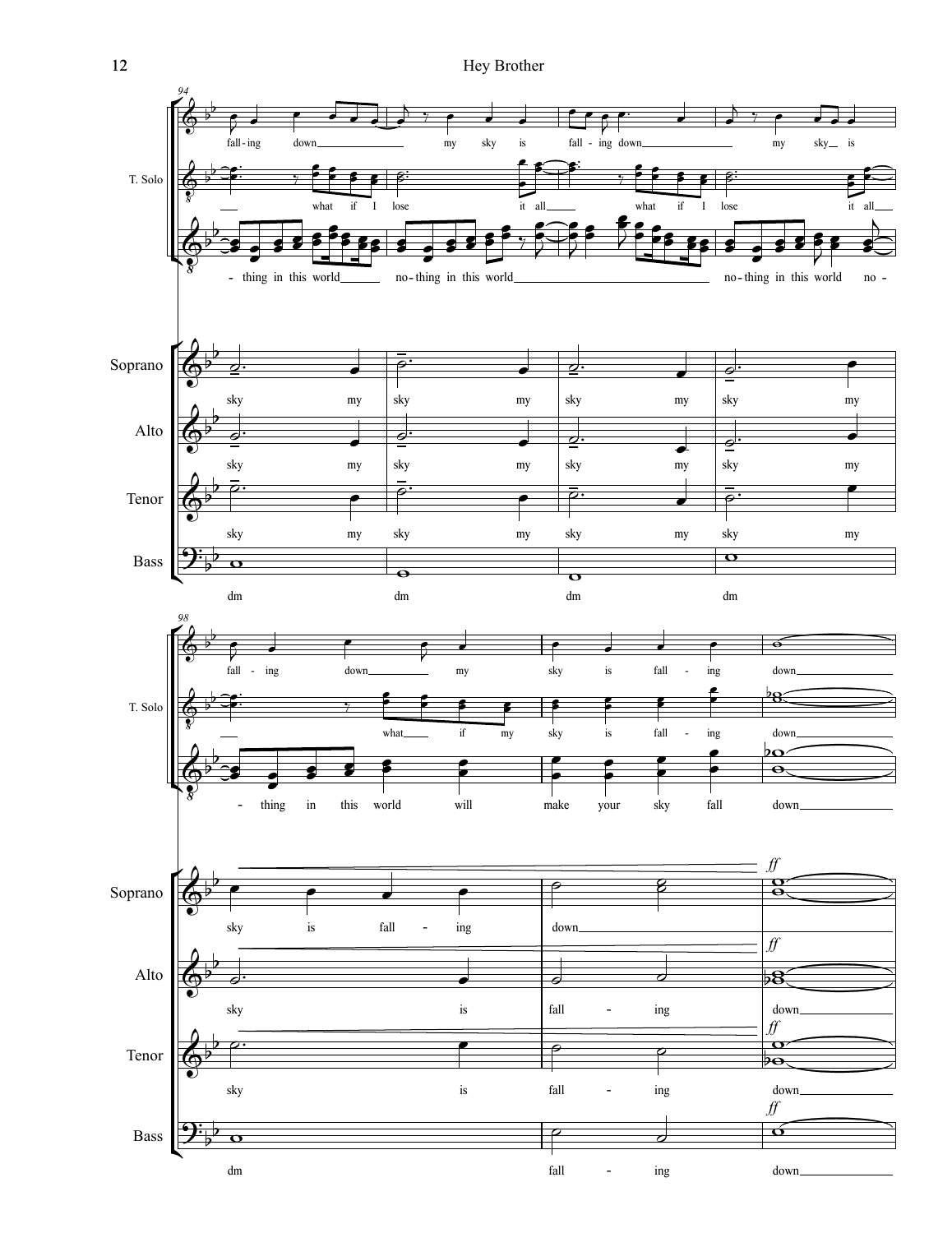94

T. Solo

falling down my sky is fall - ing down my sky is

what if I lose it all what if I lose it all

- thing in this world no-thing in this world no-thing in this world no -

Soprano

sky my sky my sky my sky my

Alto

sky my sky my sky my sky my

Tenor

sky my sky my sky my sky my

Bass

dm dm dm dm

98

T. Solo

fall - ing down my sky is fall - ing down

what if my sky is fall - ing down

- thing in this world will make your sky fall down

Soprano

sky is fall - ing down

*ff*

Alto

sky is fall - ing down

*ff*

Tenor

sky is fall - ing down

*ff*

Bass

dm fall - ing down

*ff*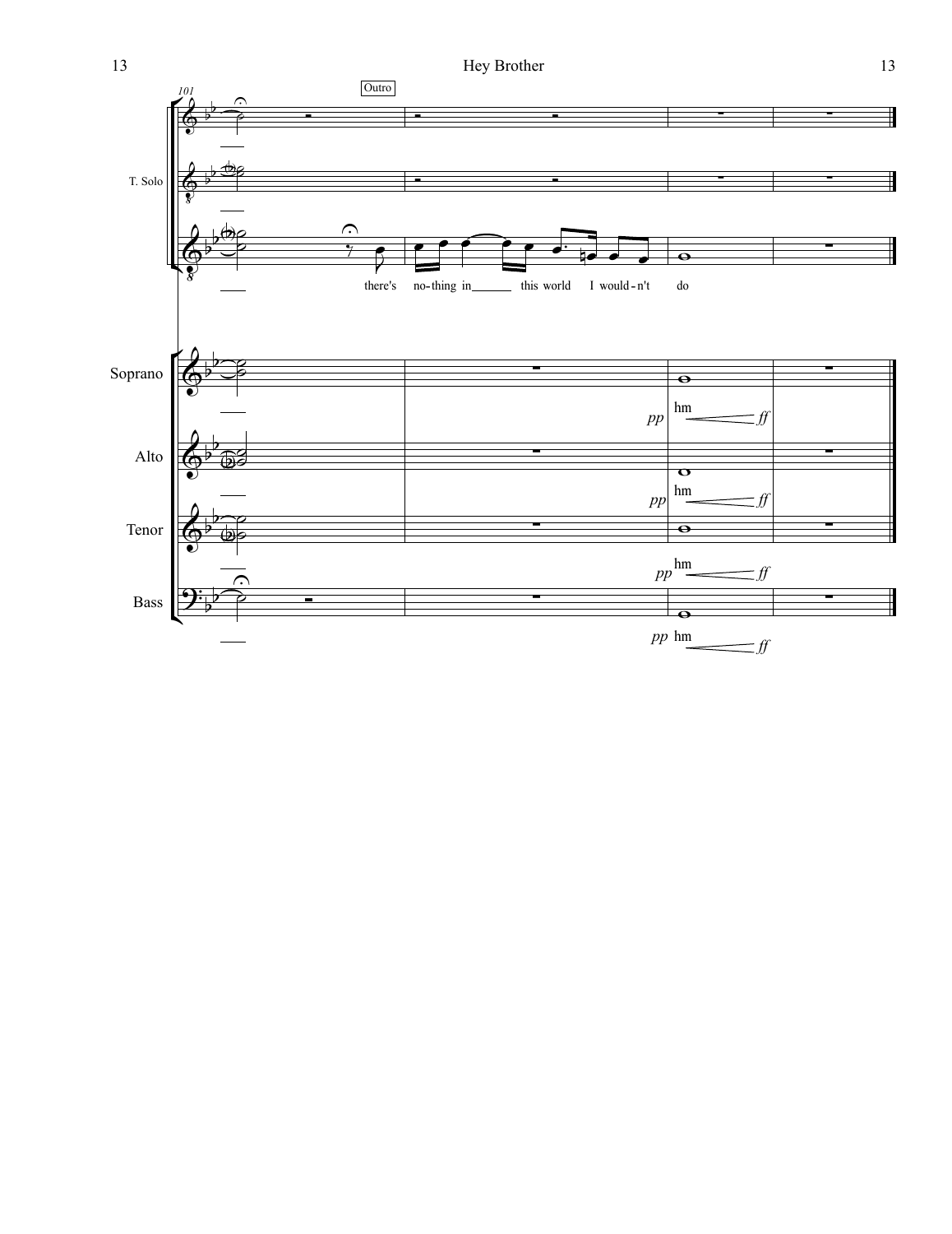Outro

T. Solo

Soprano

Alto

Tenor

Bass

101

there's no-thing in this world I would-n't do

*pp* hm *ff*

*pp* hm *ff*

*pp* hm *ff*

*pp* hm *ff*